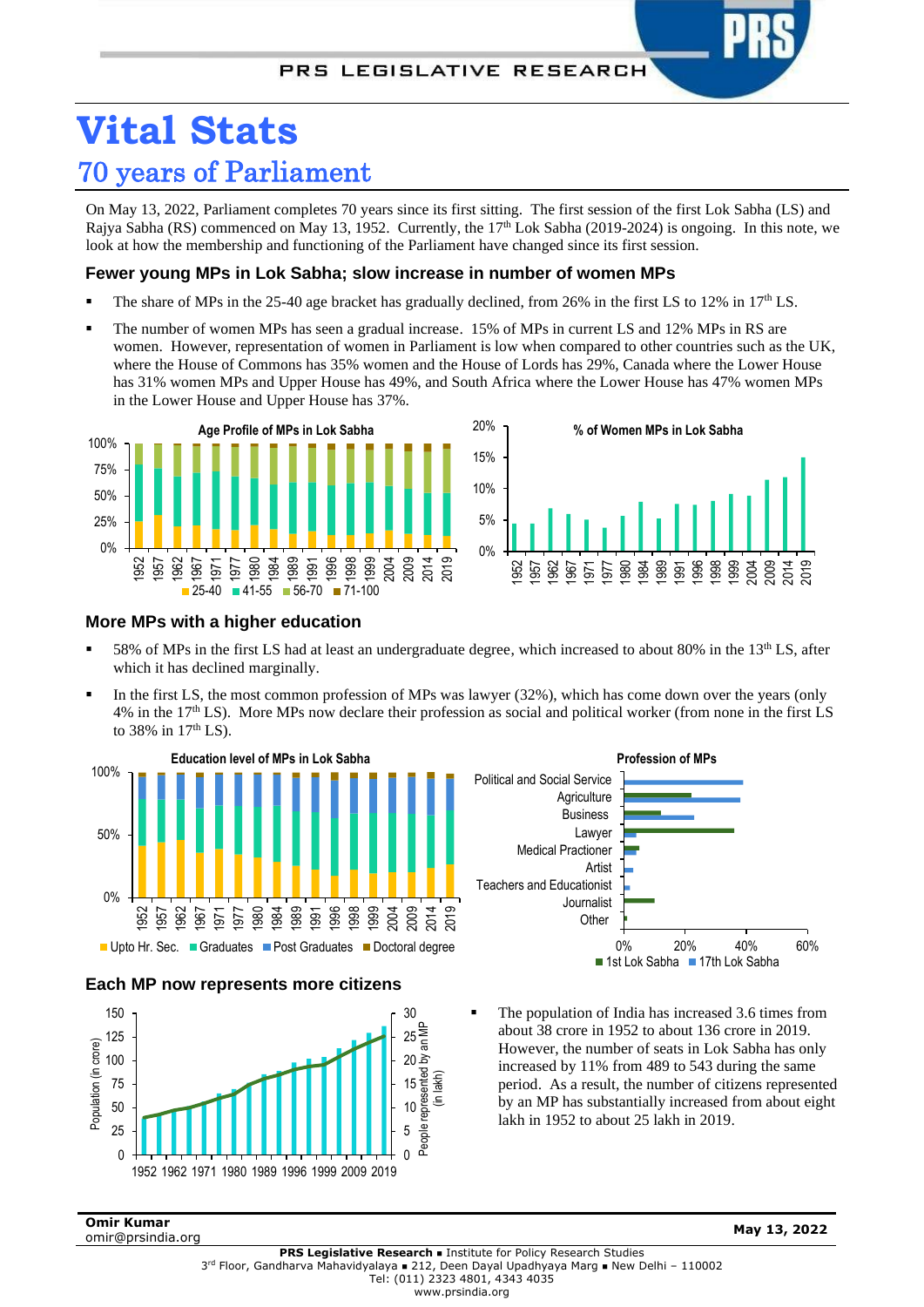# Vital Stats

## 70 years of Parliament

On May 13, 2022, Parliament completes 70 years since its first sitting. The first session of the first Lok Sabha (LS) and Rajya Sabha (RS) commenced on May 13, 1952. Currently, the 17th Lok Sabha (2019-2024) is ongoing. In this note, we look at how the membership and functioning of the Parliament have changed since its first session.

### Fewer young MPs in Lok Sabha; slow increase in number of women MPs

- The share of MPs in the 25-40 age bracket has gradually declined, from 26% in the first LS to 12% in 17th LS.
- The number of women MPs has seen a gradual increase. 15% of MPs in current LS and 12% MPs in RS are women. However, representation of women in Parliament is low when compared to other countries such as the UK, where the House of Commons has 35% women and the House of Lords has 29%, Canada where the Lower House has 31% women MPs and Upper House has 49%, and South Africa where the Lower House has 47% women MPs in the Lower House and Upper House has 37%.

**Age Profile of MPs in Lok Sabha** (25-40, 41-55, 56-70, 71-100; 1952–2019)

**% of Women MPs in Lok Sabha** (1952–2019)

### More MPs with a higher education

- 58% of MPs in the first LS had at least an undergraduate degree, which increased to about 80% in the 13th LS, after which it has declined marginally.
- In the first LS, the most common profession of MPs was lawyer (32%), which has come down over the years (only 4% in the 17th LS). More MPs now declare their profession as social and political worker (from none in the first LS to 38% in 17th LS).

**Education level of MPs in Lok Sabha** (Upto Hr. Sec., Graduates, Post Graduates, Doctoral degree; 1952–2019)

**Profession of MPs** (1st Lok Sabha, 17th Lok Sabha): Political and Social Service, Agriculture, Business, Lawyer, Medical Practioner, Artist, Teachers and Educationist, Journalist, Other

### Each MP now represents more citizens

Chart: Population (in crore) and People represented by an MP (in lakh), 1952–2019

- The population of India has increased 3.6 times from about 38 crore in 1952 to about 136 crore in 2019. However, the number of seats in Lok Sabha has only increased by 11% from 489 to 543 during the same period. As a result, the number of citizens represented by an MP has substantially increased from about eight lakh in 1952 to about 25 lakh in 2019.

**Omir Kumar**
omir@prsindia.org

May 13, 2022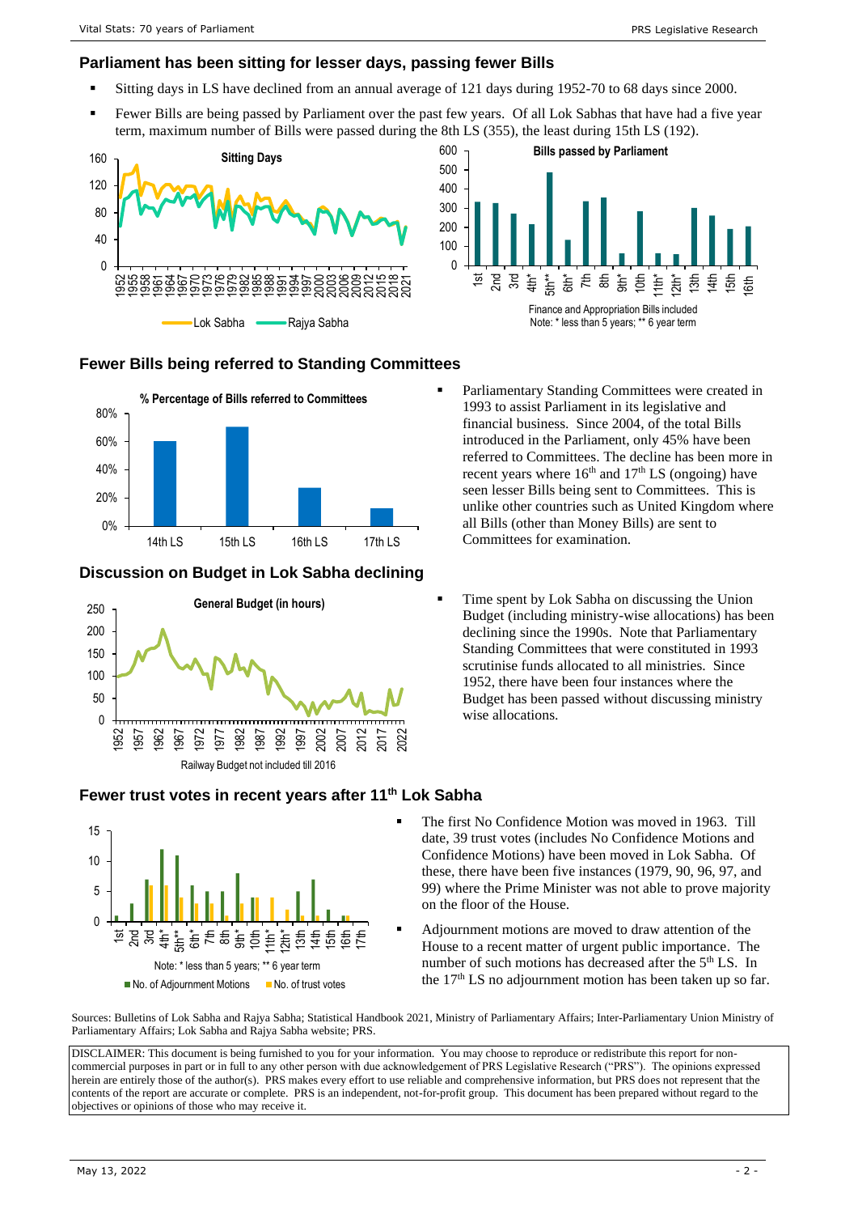## Parliament has been sitting for lesser days, passing fewer Bills

- Sitting days in LS have declined from an annual average of 121 days during 1952-70 to 68 days since 2000.
- Fewer Bills are being passed by Parliament over the past few years. Of all Lok Sabhas that have had a five year term, maximum number of Bills were passed during the 8th LS (355), the least during 15th LS (192).

Sitting Days

160
120
80
40
0

1952 1955 1958 1961 1964 1967 1970 1973 1976 1979 1982 1985 1988 1991 1994 1997 2000 2003 2006 2009 2012 2015 2018 2021

Lok Sabha — Rajya Sabha

Bills passed by Parliament

600
500
400
300
200
100
0

1st 2nd 3rd 4th* 5th** 6th* 7th 8th 9th* 10th 11th* 12th* 13th 14th 15th 16th

Finance and Appropriation Bills included
Note: * less than 5 years; ** 6 year term

## Fewer Bills being referred to Standing Committees

% Percentage of Bills referred to Committees

80%
60%
40%
20%
0%

14th LS 15th LS 16th LS 17th LS

- Parliamentary Standing Committees were created in 1993 to assist Parliament in its legislative and financial business. Since 2004, of the total Bills introduced in the Parliament, only 45% have been referred to Committees. The decline has been more in recent years where 16th and 17th LS (ongoing) have seen lesser Bills being sent to Committees. This is unlike other countries such as United Kingdom where all Bills (other than Money Bills) are sent to Committees for examination.

## Discussion on Budget in Lok Sabha declining

General Budget (in hours)

250
200
150
100
50
0

1952 1957 1962 1967 1972 1977 1982 1987 1992 1997 2002 2007 2012 2017 2022

Railway Budget not included till 2016

- Time spent by Lok Sabha on discussing the Union Budget (including ministry-wise allocations) has been declining since the 1990s. Note that Parliamentary Standing Committees that were constituted in 1993 scrutinise funds allocated to all ministries. Since 1952, there have been four instances where the Budget has been passed without discussing ministry wise allocations.

## Fewer trust votes in recent years after 11th Lok Sabha

15
10
5
0

1st 2nd 3rd 4th* 5th** 6th* 7th 8th 9th* 10th 11th* 12th* 13th 14th 15th 16th 17th

Note: * less than 5 years; ** 6 year term

No. of Adjournment Motions — No. of trust votes

- The first No Confidence Motion was moved in 1963. Till date, 39 trust votes (includes No Confidence Motions and Confidence Motions) have been moved in Lok Sabha. Of these, there have been five instances (1979, 90, 96, 97, and 99) where the Prime Minister was not able to prove majority on the floor of the House.
- Adjournment motions are moved to draw attention of the House to a recent matter of urgent public importance. The number of such motions has decreased after the 5th LS. In the 17th LS no adjournment motion has been taken up so far.

Sources: Bulletins of Lok Sabha and Rajya Sabha; Statistical Handbook 2021, Ministry of Parliamentary Affairs; Inter-Parliamentary Union Ministry of Parliamentary Affairs; Lok Sabha and Rajya Sabha website; PRS.

DISCLAIMER: This document is being furnished to you for your information. You may choose to reproduce or redistribute this report for non-commercial purposes in part or in full to any other person with due acknowledgement of PRS Legislative Research ("PRS"). The opinions expressed herein are entirely those of the author(s). PRS makes every effort to use reliable and comprehensive information, but PRS does not represent that the contents of the report are accurate or complete. PRS is an independent, not-for-profit group. This document has been prepared without regard to the objectives or opinions of those who may receive it.

May 13, 2022